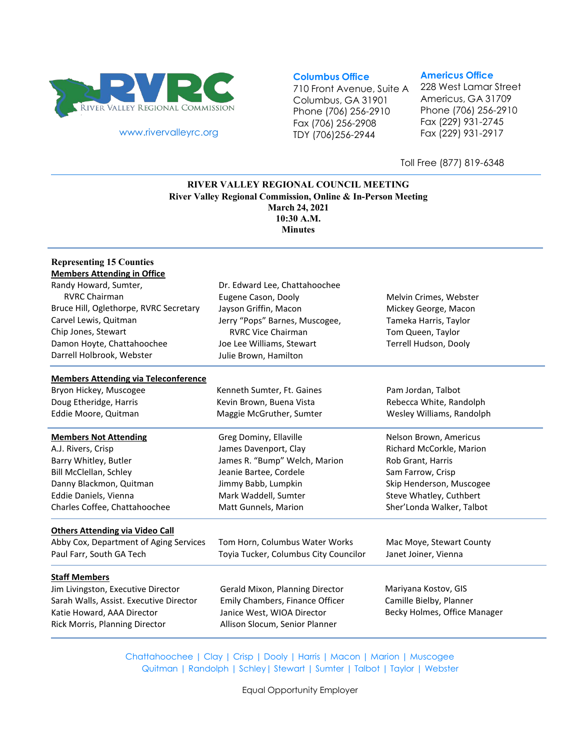RVRC
RIVER VALLEY REGIONAL COMMISSION

www.rivervalleyrc.org

**Columbus Office**
710 Front Avenue, Suite A
Columbus, GA 31901
Phone (706) 256-2910
Fax (706) 256-2908
TDY (706)256-2944

**Americus Office**
228 West Lamar Street
Americus, GA 31709
Phone (706) 256-2910
Fax (229) 931-2745
Fax (229) 931-2917

Toll Free (877) 819-6348

**RIVER VALLEY REGIONAL COUNCIL MEETING**
**River Valley Regional Commission, Online & In-Person Meeting**
**March 24, 2021**
**10:30 A.M.**
**Minutes**

**Representing 15 Counties**

**Members Attending in Office**

Randy Howard, Sumter, RVRC Chairman
Bruce Hill, Oglethorpe, RVRC Secretary
Carvel Lewis, Quitman
Chip Jones, Stewart
Damon Hoyte, Chattahoochee
Darrell Holbrook, Webster
Dr. Edward Lee, Chattahoochee
Eugene Cason, Dooly
Jayson Griffin, Macon
Jerry "Pops" Barnes, Muscogee, RVRC Vice Chairman
Joe Lee Williams, Stewart
Julie Brown, Hamilton
Melvin Crimes, Webster
Mickey George, Macon
Tameka Harris, Taylor
Tom Queen, Taylor
Terrell Hudson, Dooly

**Members Attending via Teleconference**

Bryon Hickey, Muscogee
Doug Etheridge, Harris
Eddie Moore, Quitman
Kenneth Sumter, Ft. Gaines
Kevin Brown, Buena Vista
Maggie McGruther, Sumter
Pam Jordan, Talbot
Rebecca White, Randolph
Wesley Williams, Randolph

**Members Not Attending**

A.J. Rivers, Crisp
Barry Whitley, Butler
Bill McClellan, Schley
Danny Blackmon, Quitman
Eddie Daniels, Vienna
Charles Coffee, Chattahoochee
Greg Dominy, Ellaville
James Davenport, Clay
James R. "Bump" Welch, Marion
Jeanie Bartee, Cordele
Jimmy Babb, Lumpkin
Mark Waddell, Sumter
Matt Gunnels, Marion
Nelson Brown, Americus
Richard McCorkle, Marion
Rob Grant, Harris
Sam Farrow, Crisp
Skip Henderson, Muscogee
Steve Whatley, Cuthbert
Sher'Londa Walker, Talbot

**Others Attending via Video Call**

Abby Cox, Department of Aging Services
Paul Farr, South GA Tech
Tom Horn, Columbus Water Works
Toyia Tucker, Columbus City Councilor
Mac Moye, Stewart County
Janet Joiner, Vienna

**Staff Members**

Jim Livingston, Executive Director
Sarah Walls, Assist. Executive Director
Katie Howard, AAA Director
Rick Morris, Planning Director
Gerald Mixon, Planning Director
Emily Chambers, Finance Officer
Janice West, WIOA Director
Allison Slocum, Senior Planner
Mariyana Kostov, GIS
Camille Bielby, Planner
Becky Holmes, Office Manager

Chattahoochee | Clay | Crisp | Dooly | Harris | Macon | Marion | Muscogee
Quitman | Randolph | Schley | Stewart | Sumter | Talbot | Taylor | Webster

Equal Opportunity Employer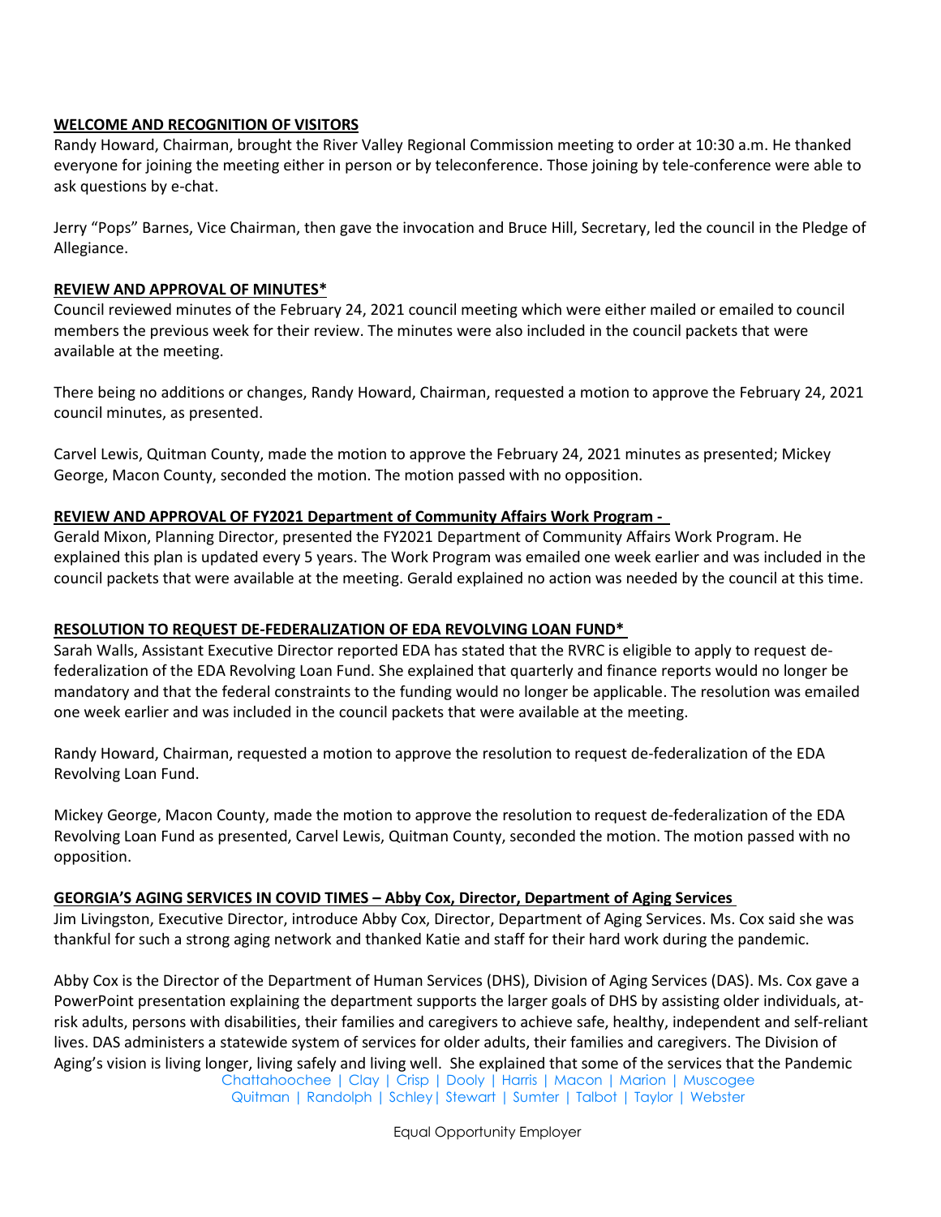**WELCOME AND RECOGNITION OF VISITORS**

Randy Howard, Chairman, brought the River Valley Regional Commission meeting to order at 10:30 a.m. He thanked everyone for joining the meeting either in person or by teleconference. Those joining by tele-conference were able to ask questions by e-chat.

Jerry "Pops" Barnes, Vice Chairman, then gave the invocation and Bruce Hill, Secretary, led the council in the Pledge of Allegiance.

**REVIEW AND APPROVAL OF MINUTES***

Council reviewed minutes of the February 24, 2021 council meeting which were either mailed or emailed to council members the previous week for their review. The minutes were also included in the council packets that were available at the meeting.

There being no additions or changes, Randy Howard, Chairman, requested a motion to approve the February 24, 2021 council minutes, as presented.

Carvel Lewis, Quitman County, made the motion to approve the February 24, 2021 minutes as presented; Mickey George, Macon County, seconded the motion. The motion passed with no opposition.

**REVIEW AND APPROVAL OF FY2021 Department of Community Affairs Work Program -**

Gerald Mixon, Planning Director, presented the FY2021 Department of Community Affairs Work Program. He explained this plan is updated every 5 years. The Work Program was emailed one week earlier and was included in the council packets that were available at the meeting. Gerald explained no action was needed by the council at this time.

**RESOLUTION TO REQUEST DE-FEDERALIZATION OF EDA REVOLVING LOAN FUND***

Sarah Walls, Assistant Executive Director reported EDA has stated that the RVRC is eligible to apply to request de-federalization of the EDA Revolving Loan Fund. She explained that quarterly and finance reports would no longer be mandatory and that the federal constraints to the funding would no longer be applicable. The resolution was emailed one week earlier and was included in the council packets that were available at the meeting.

Randy Howard, Chairman, requested a motion to approve the resolution to request de-federalization of the EDA Revolving Loan Fund.

Mickey George, Macon County, made the motion to approve the resolution to request de-federalization of the EDA Revolving Loan Fund as presented, Carvel Lewis, Quitman County, seconded the motion. The motion passed with no opposition.

**GEORGIA'S AGING SERVICES IN COVID TIMES – Abby Cox, Director, Department of Aging Services**

Jim Livingston, Executive Director, introduce Abby Cox, Director, Department of Aging Services. Ms. Cox said she was thankful for such a strong aging network and thanked Katie and staff for their hard work during the pandemic.

Abby Cox is the Director of the Department of Human Services (DHS), Division of Aging Services (DAS). Ms. Cox gave a PowerPoint presentation explaining the department supports the larger goals of DHS by assisting older individuals, at-risk adults, persons with disabilities, their families and caregivers to achieve safe, healthy, independent and self-reliant lives. DAS administers a statewide system of services for older adults, their families and caregivers. The Division of Aging's vision is living longer, living safely and living well. She explained that some of the services that the Pandemic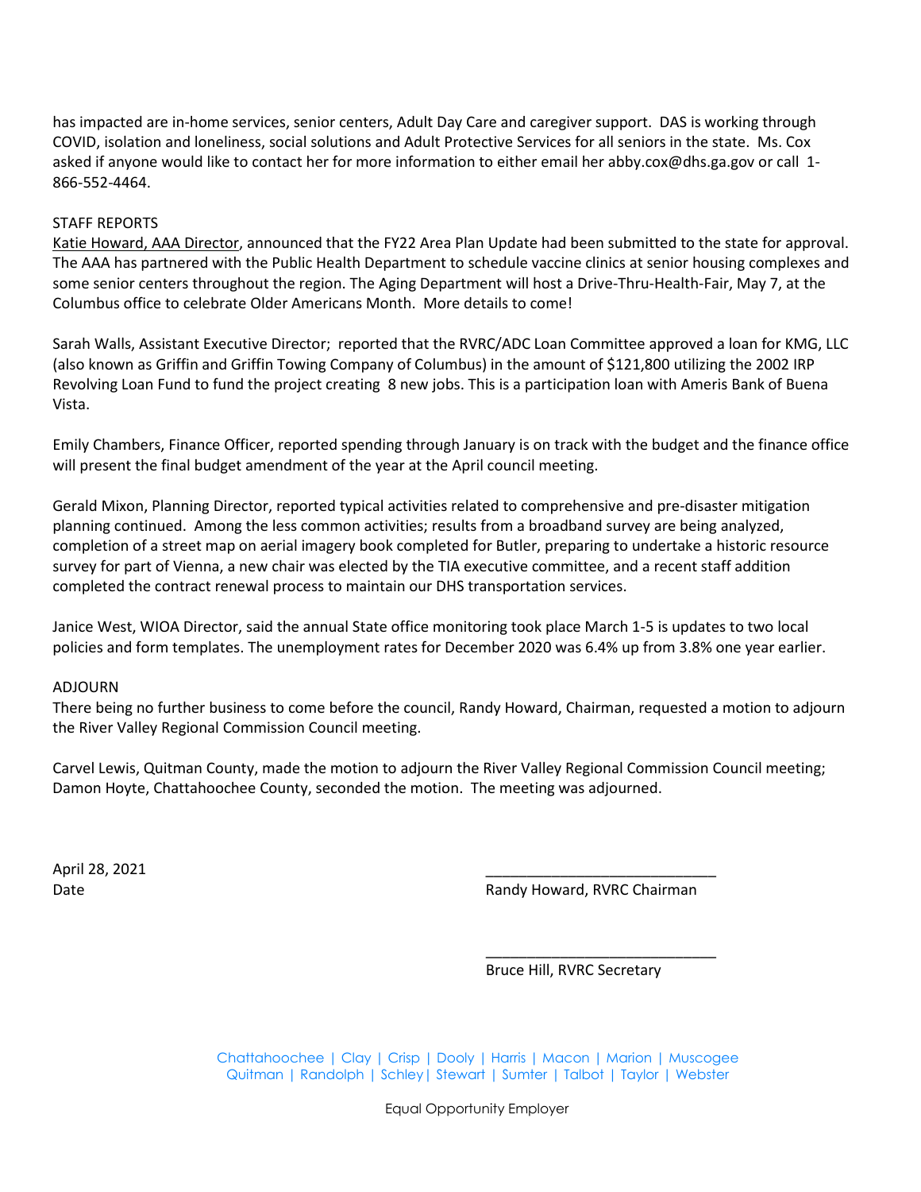has impacted are in-home services, senior centers, Adult Day Care and caregiver support. DAS is working through COVID, isolation and loneliness, social solutions and Adult Protective Services for all seniors in the state. Ms. Cox asked if anyone would like to contact her for more information to either email her abby.cox@dhs.ga.gov or call 1-866-552-4464.

STAFF REPORTS

Katie Howard, AAA Director, announced that the FY22 Area Plan Update had been submitted to the state for approval. The AAA has partnered with the Public Health Department to schedule vaccine clinics at senior housing complexes and some senior centers throughout the region. The Aging Department will host a Drive-Thru-Health-Fair, May 7, at the Columbus office to celebrate Older Americans Month. More details to come!

Sarah Walls, Assistant Executive Director; reported that the RVRC/ADC Loan Committee approved a loan for KMG, LLC (also known as Griffin and Griffin Towing Company of Columbus) in the amount of $121,800 utilizing the 2002 IRP Revolving Loan Fund to fund the project creating 8 new jobs. This is a participation loan with Ameris Bank of Buena Vista.

Emily Chambers, Finance Officer, reported spending through January is on track with the budget and the finance office will present the final budget amendment of the year at the April council meeting.

Gerald Mixon, Planning Director, reported typical activities related to comprehensive and pre-disaster mitigation planning continued. Among the less common activities; results from a broadband survey are being analyzed, completion of a street map on aerial imagery book completed for Butler, preparing to undertake a historic resource survey for part of Vienna, a new chair was elected by the TIA executive committee, and a recent staff addition completed the contract renewal process to maintain our DHS transportation services.

Janice West, WIOA Director, said the annual State office monitoring took place March 1-5 is updates to two local policies and form templates. The unemployment rates for December 2020 was 6.4% up from 3.8% one year earlier.

ADJOURN

There being no further business to come before the council, Randy Howard, Chairman, requested a motion to adjourn the River Valley Regional Commission Council meeting.

Carvel Lewis, Quitman County, made the motion to adjourn the River Valley Regional Commission Council meeting; Damon Hoyte, Chattahoochee County, seconded the motion. The meeting was adjourned.

April 28, 2021
Date

\_\_\_\_\_\_\_\_\_\_\_\_\_\_\_\_\_\_\_\_\_\_\_\_\_\_\_\_
Randy Howard, RVRC Chairman

\_\_\_\_\_\_\_\_\_\_\_\_\_\_\_\_\_\_\_\_\_\_\_\_\_\_\_\_
Bruce Hill, RVRC Secretary

Chattahoochee | Clay | Crisp | Dooly | Harris | Macon | Marion | Muscogee
Quitman | Randolph | Schley | Stewart | Sumter | Talbot | Taylor | Webster

Equal Opportunity Employer